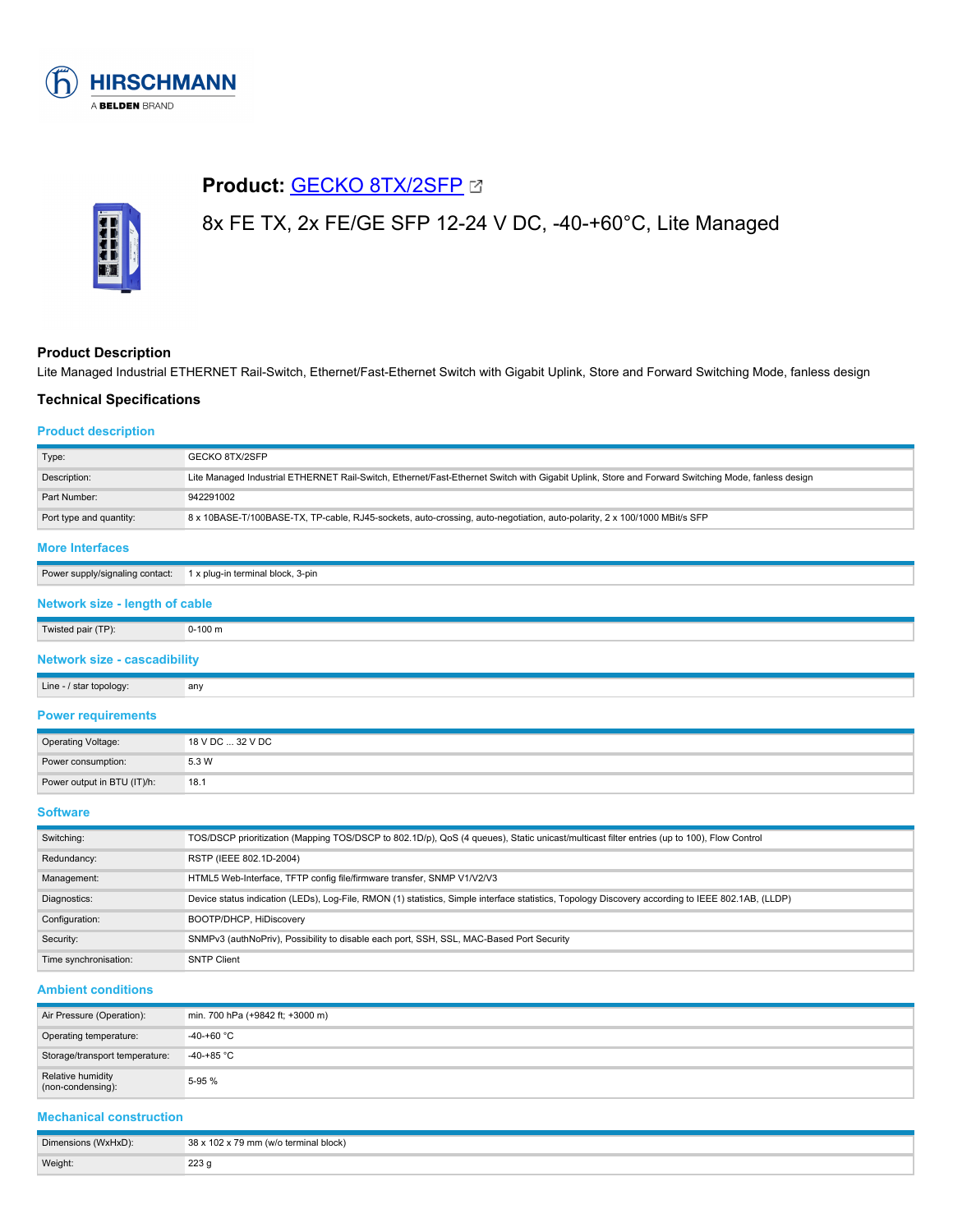# Product: GECKO 8TX/2SFP

8x FE TX, 2x FE/GE SFP 12-24 V DC, -40-+60°C, Lite Managed

## Product Description

Lite Managed Industrial ETHERNET Rail-Switch, Ethernet/Fast-Ethernet Switch with Gigabit Uplink, Store and Forward Switching Mode, fanless design

## Technical Specifications

### Product description

| | |
|---|---|
| Type: | GECKO 8TX/2SFP |
| Description: | Lite Managed Industrial ETHERNET Rail-Switch, Ethernet/Fast-Ethernet Switch with Gigabit Uplink, Store and Forward Switching Mode, fanless design |
| Part Number: | 942291002 |
| Port type and quantity: | 8 x 10BASE-T/100BASE-TX, TP-cable, RJ45-sockets, auto-crossing, auto-negotiation, auto-polarity, 2 x 100/1000 MBit/s SFP |

### More Interfaces

| | |
|---|---|
| Power supply/signaling contact: | 1 x plug-in terminal block, 3-pin |

### Network size - length of cable

| | |
|---|---|
| Twisted pair (TP): | 0-100 m |

### Network size - cascadibility

| | |
|---|---|
| Line - / star topology: | any |

### Power requirements

| | |
|---|---|
| Operating Voltage: | 18 V DC ... 32 V DC |
| Power consumption: | 5.3 W |
| Power output in BTU (IT)/h: | 18.1 |

### Software

| | |
|---|---|
| Switching: | TOS/DSCP prioritization (Mapping TOS/DSCP to 802.1D/p), QoS (4 queues), Static unicast/multicast filter entries (up to 100), Flow Control |
| Redundancy: | RSTP (IEEE 802.1D-2004) |
| Management: | HTML5 Web-Interface, TFTP config file/firmware transfer, SNMP V1/V2/V3 |
| Diagnostics: | Device status indication (LEDs), Log-File, RMON (1) statistics, Simple interface statistics, Topology Discovery according to IEEE 802.1AB, (LLDP) |
| Configuration: | BOOTP/DHCP, HiDiscovery |
| Security: | SNMPv3 (authNoPriv), Possibility to disable each port, SSH, SSL, MAC-Based Port Security |
| Time synchronisation: | SNTP Client |

### Ambient conditions

| | |
|---|---|
| Air Pressure (Operation): | min. 700 hPa (+9842 ft; +3000 m) |
| Operating temperature: | -40-+60 °C |
| Storage/transport temperature: | -40-+85 °C |
| Relative humidity (non-condensing): | 5-95 % |

### Mechanical construction

| | |
|---|---|
| Dimensions (WxHxD): | 38 x 102 x 79 mm (w/o terminal block) |
| Weight: | 223 g |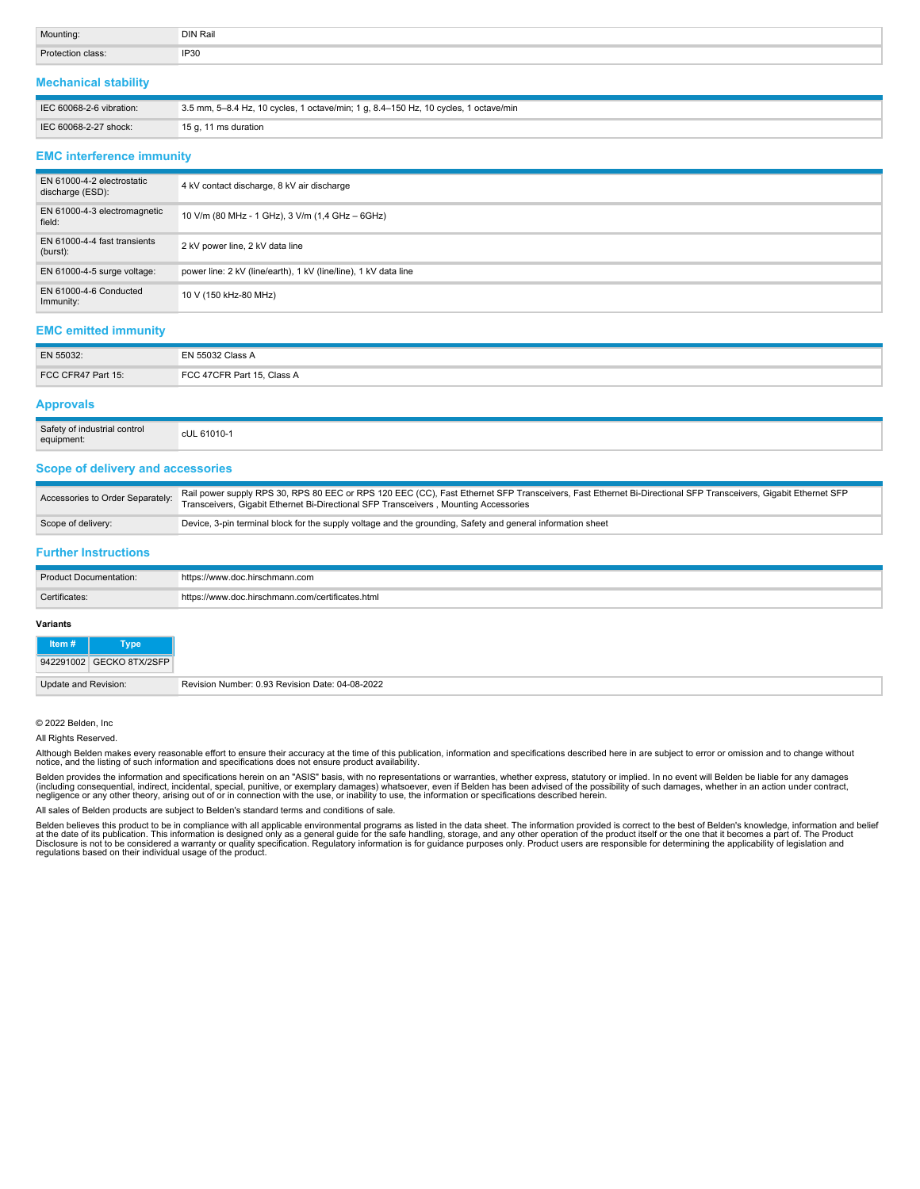| | |
|---|---|
| Mounting: | DIN Rail |
| Protection class: | IP30 |

## Mechanical stability

| | |
|---|---|
| IEC 60068-2-6 vibration: | 3.5 mm, 5–8.4 Hz, 10 cycles, 1 octave/min; 1 g, 8.4–150 Hz, 10 cycles, 1 octave/min |
| IEC 60068-2-27 shock: | 15 g, 11 ms duration |

## EMC interference immunity

| | |
|---|---|
| EN 61000-4-2 electrostatic discharge (ESD): | 4 kV contact discharge, 8 kV air discharge |
| EN 61000-4-3 electromagnetic field: | 10 V/m (80 MHz - 1 GHz), 3 V/m (1,4 GHz – 6GHz) |
| EN 61000-4-4 fast transients (burst): | 2 kV power line, 2 kV data line |
| EN 61000-4-5 surge voltage: | power line: 2 kV (line/earth), 1 kV (line/line), 1 kV data line |
| EN 61000-4-6 Conducted Immunity: | 10 V (150 kHz-80 MHz) |

## EMC emitted immunity

| | |
|---|---|
| EN 55032: | EN 55032 Class A |
| FCC CFR47 Part 15: | FCC 47CFR Part 15, Class A |

## Approvals

| | |
|---|---|
| Safety of industrial control equipment: | cUL 61010-1 |

## Scope of delivery and accessories

| | |
|---|---|
| Accessories to Order Separately: | Rail power supply RPS 30, RPS 80 EEC or RPS 120 EEC (CC), Fast Ethernet SFP Transceivers, Fast Ethernet Bi-Directional SFP Transceivers, Gigabit Ethernet SFP Transceivers, Gigabit Ethernet Bi-Directional SFP Transceivers , Mounting Accessories |
| Scope of delivery: | Device, 3-pin terminal block for the supply voltage and the grounding, Safety and general information sheet |

## Further Instructions

| | |
|---|---|
| Product Documentation: | https://www.doc.hirschmann.com |
| Certificates: | https://www.doc.hirschmann.com/certificates.html |

**Variants**

| Item # | Type |
|---|---|
| 942291002 | GECKO 8TX/2SFP |

| | |
|---|---|
| Update and Revision: | Revision Number: 0.93 Revision Date: 04-08-2022 |

© 2022 Belden, Inc

All Rights Reserved.

Although Belden makes every reasonable effort to ensure their accuracy at the time of this publication, information and specifications described here in are subject to error or omission and to change without notice, and the listing of such information and specifications does not ensure product availability.

Belden provides the information and specifications herein on an "ASIS" basis, with no representations or warranties, whether express, statutory or implied. In no event will Belden be liable for any damages (including consequential, indirect, incidental, special, punitive, or exemplary damages) whatsoever, even if Belden has been advised of the possibility of such damages, whether in an action under contract, negligence or any other theory, arising out of or in connection with the use, or inability to use, the information or specifications described herein.

All sales of Belden products are subject to Belden's standard terms and conditions of sale.

Belden believes this product to be in compliance with all applicable environmental programs as listed in the data sheet. The information provided is correct to the best of Belden's knowledge, information and belief at the date of its publication. This information is designed only as a general guide for the safe handling, storage, and any other operation of the product itself or the one that it becomes a part of. The Product Disclosure is not to be considered a warranty or quality specification. Regulatory information is for guidance purposes only. Product users are responsible for determining the applicability of legislation and regulations based on their individual usage of the product.